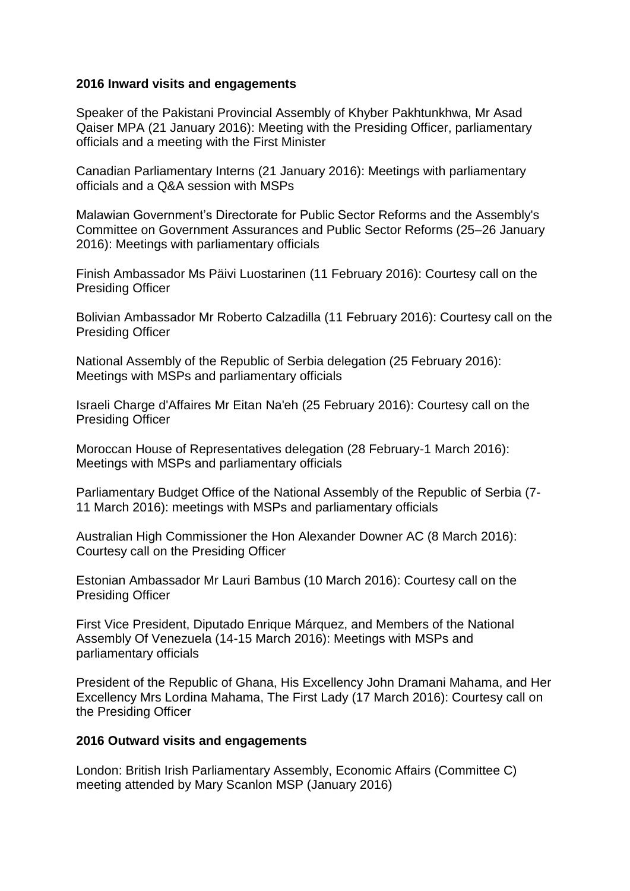**2016 Inward visits and engagements**

Speaker of the Pakistani Provincial Assembly of Khyber Pakhtunkhwa, Mr Asad Qaiser MPA (21 January 2016): Meeting with the Presiding Officer, parliamentary officials and a meeting with the First Minister

Canadian Parliamentary Interns (21 January 2016): Meetings with parliamentary officials and a Q&A session with MSPs

Malawian Government's Directorate for Public Sector Reforms and the Assembly's Committee on Government Assurances and Public Sector Reforms (25–26 January 2016): Meetings with parliamentary officials

Finish Ambassador Ms Päivi Luostarinen (11 February 2016): Courtesy call on the Presiding Officer

Bolivian Ambassador Mr Roberto Calzadilla (11 February 2016): Courtesy call on the Presiding Officer

National Assembly of the Republic of Serbia delegation (25 February 2016): Meetings with MSPs and parliamentary officials

Israeli Charge d'Affaires Mr Eitan Na'eh (25 February 2016): Courtesy call on the Presiding Officer

Moroccan House of Representatives delegation (28 February-1 March 2016): Meetings with MSPs and parliamentary officials

Parliamentary Budget Office of the National Assembly of the Republic of Serbia (7-11 March 2016): meetings with MSPs and parliamentary officials

Australian High Commissioner the Hon Alexander Downer AC (8 March 2016): Courtesy call on the Presiding Officer

Estonian Ambassador Mr Lauri Bambus (10 March 2016): Courtesy call on the Presiding Officer

First Vice President, Diputado Enrique Márquez, and Members of the National Assembly Of Venezuela (14-15 March 2016): Meetings with MSPs and parliamentary officials

President of the Republic of Ghana, His Excellency John Dramani Mahama, and Her Excellency Mrs Lordina Mahama, The First Lady (17 March 2016): Courtesy call on the Presiding Officer

**2016 Outward visits and engagements**

London: British Irish Parliamentary Assembly, Economic Affairs (Committee C) meeting attended by Mary Scanlon MSP (January 2016)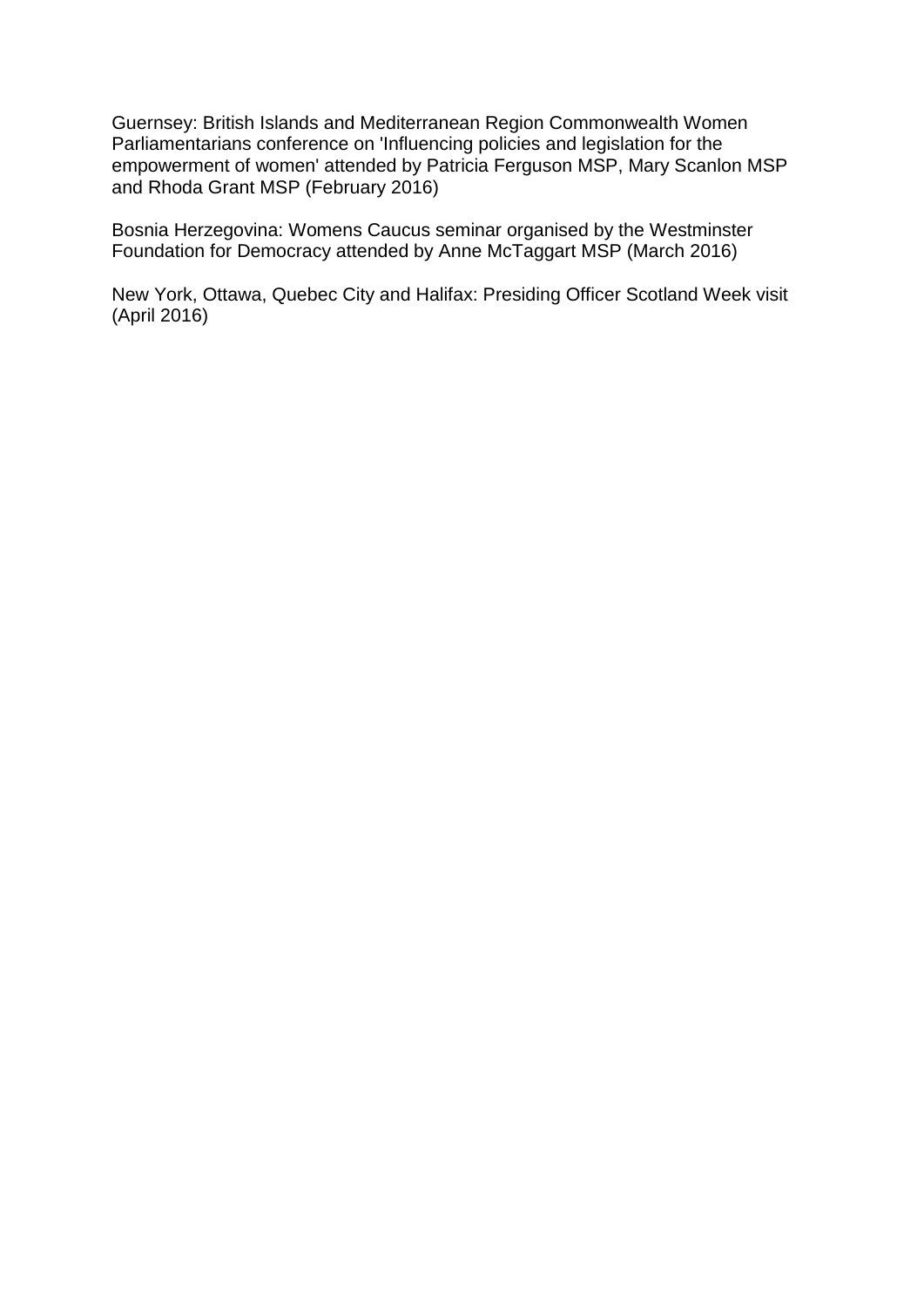Guernsey: British Islands and Mediterranean Region Commonwealth Women Parliamentarians conference on 'Influencing policies and legislation for the empowerment of women' attended by Patricia Ferguson MSP, Mary Scanlon MSP and Rhoda Grant MSP (February 2016)

Bosnia Herzegovina: Womens Caucus seminar organised by the Westminster Foundation for Democracy attended by Anne McTaggart MSP (March 2016)

New York, Ottawa, Quebec City and Halifax: Presiding Officer Scotland Week visit (April 2016)